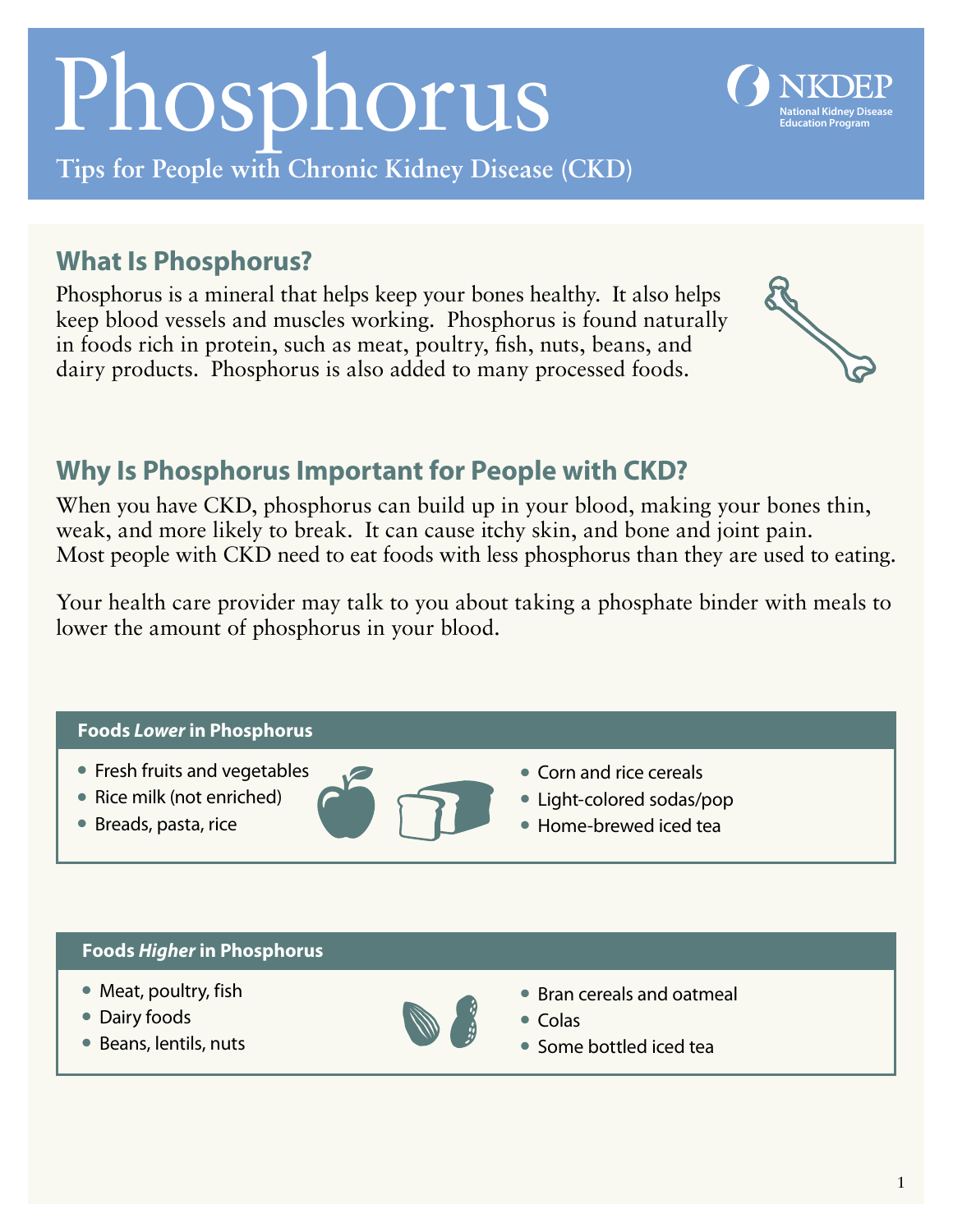# Phosphorus

**Tips for People with Chronic Kidney Disease (CKD)**

NKDEP
National Kidney Disease Education Program

## What Is Phosphorus?

Phosphorus is a mineral that helps keep your bones healthy. It also helps keep blood vessels and muscles working. Phosphorus is found naturally in foods rich in protein, such as meat, poultry, fish, nuts, beans, and dairy products. Phosphorus is also added to many processed foods.

## Why Is Phosphorus Important for People with CKD?

When you have CKD, phosphorus can build up in your blood, making your bones thin, weak, and more likely to break. It can cause itchy skin, and bone and joint pain. Most people with CKD need to eat foods with less phosphorus than they are used to eating.

Your health care provider may talk to you about taking a phosphate binder with meals to lower the amount of phosphorus in your blood.

### Foods *Lower* in Phosphorus

- Fresh fruits and vegetables
- Rice milk (not enriched)
- Breads, pasta, rice
- Corn and rice cereals
- Light-colored sodas/pop
- Home-brewed iced tea

### Foods *Higher* in Phosphorus

- Meat, poultry, fish
- Dairy foods
- Beans, lentils, nuts
- Bran cereals and oatmeal
- Colas
- Some bottled iced tea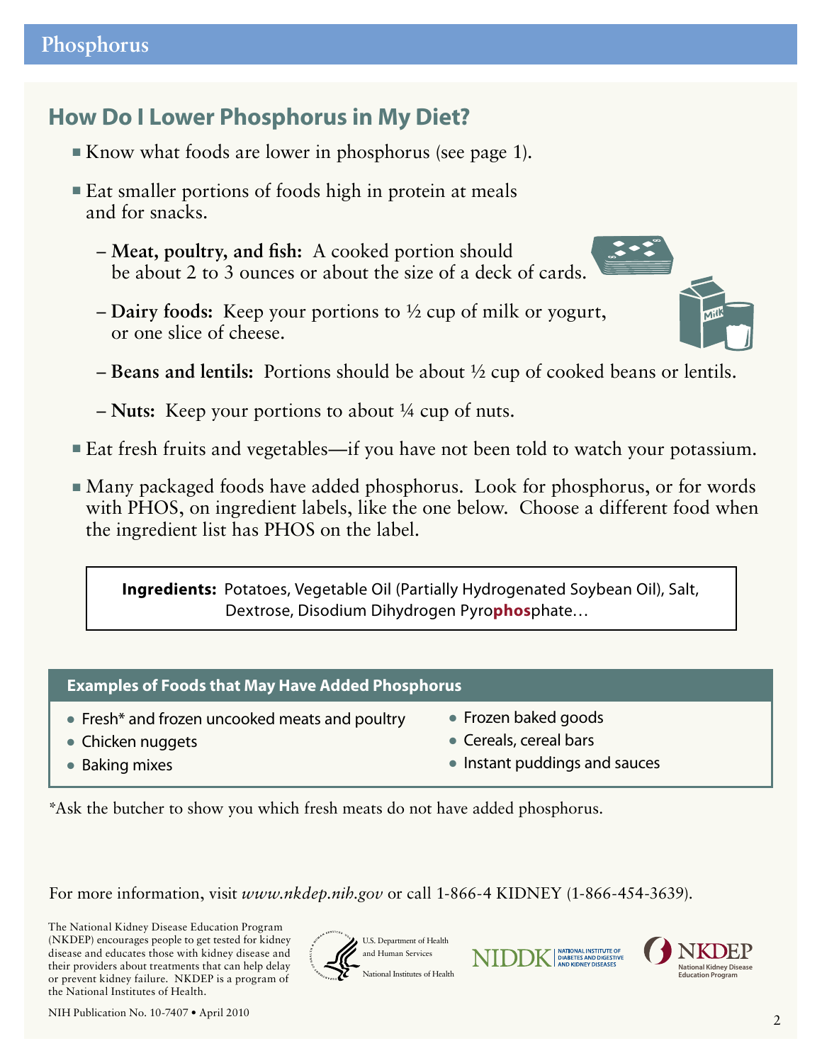## How Do I Lower Phosphorus in My Diet?

- Know what foods are lower in phosphorus (see page 1).
- Eat smaller portions of foods high in protein at meals and for snacks.
  - **Meat, poultry, and fish:** A cooked portion should be about 2 to 3 ounces or about the size of a deck of cards.
  - **Dairy foods:** Keep your portions to ½ cup of milk or yogurt, or one slice of cheese.
  - **Beans and lentils:** Portions should be about ½ cup of cooked beans or lentils.
  - **Nuts:** Keep your portions to about ¼ cup of nuts.
- Eat fresh fruits and vegetables—if you have not been told to watch your potassium.
- Many packaged foods have added phosphorus. Look for phosphorus, or for words with PHOS, on ingredient labels, like the one below. Choose a different food when the ingredient list has PHOS on the label.

> **Ingredients:** Potatoes, Vegetable Oil (Partially Hydrogenated Soybean Oil), Salt, Dextrose, Disodium Dihydrogen Pyro**phos**phate…

### Examples of Foods that May Have Added Phosphorus

- Fresh* and frozen uncooked meats and poultry
- Chicken nuggets
- Baking mixes
- Frozen baked goods
- Cereals, cereal bars
- Instant puddings and sauces

*Ask the butcher to show you which fresh meats do not have added phosphorus.

For more information, visit *www.nkdep.nih.gov* or call 1-866-4 KIDNEY (1-866-454-3639).

The National Kidney Disease Education Program (NKDEP) encourages people to get tested for kidney disease and educates those with kidney disease and their providers about treatments that can help delay or prevent kidney failure. NKDEP is a program of the National Institutes of Health.

U.S. Department of Health and Human Services
National Institutes of Health

NIDDK National Institute of Diabetes and Digestive and Kidney Diseases

NKDEP National Kidney Disease Education Program

NIH Publication No. 10-7407 • April 2010